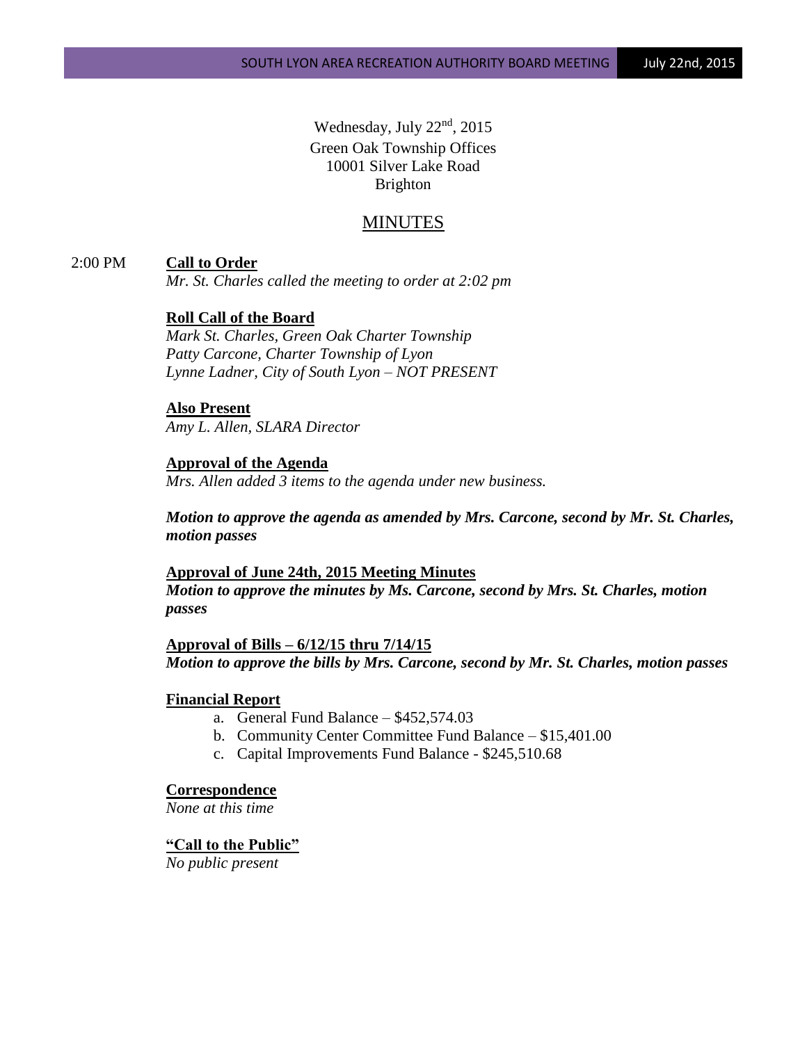Wednesday, July 22nd, 2015
Green Oak Township Offices
10001 Silver Lake Road
Brighton

# MINUTES

2:00 PM **Call to Order**

*Mr. St. Charles called the meeting to order at 2:02 pm*

**Roll Call of the Board**

*Mark St. Charles, Green Oak Charter Township*
*Patty Carcone, Charter Township of Lyon*
*Lynne Ladner, City of South Lyon – NOT PRESENT*

**Also Present**

*Amy L. Allen, SLARA Director*

**Approval of the Agenda**

*Mrs. Allen added 3 items to the agenda under new business.*

***Motion to approve the agenda as amended by Mrs. Carcone, second by Mr. St. Charles, motion passes***

**Approval of June 24th, 2015 Meeting Minutes**

***Motion to approve the minutes by Ms. Carcone, second by Mrs. St. Charles, motion passes***

**Approval of Bills – 6/12/15 thru 7/14/15**

***Motion to approve the bills by Mrs. Carcone, second by Mr. St. Charles, motion passes***

**Financial Report**

a. General Fund Balance – $452,574.03
b. Community Center Committee Fund Balance – $15,401.00
c. Capital Improvements Fund Balance - $245,510.68

**Correspondence**

*None at this time*

**"Call to the Public"**

*No public present*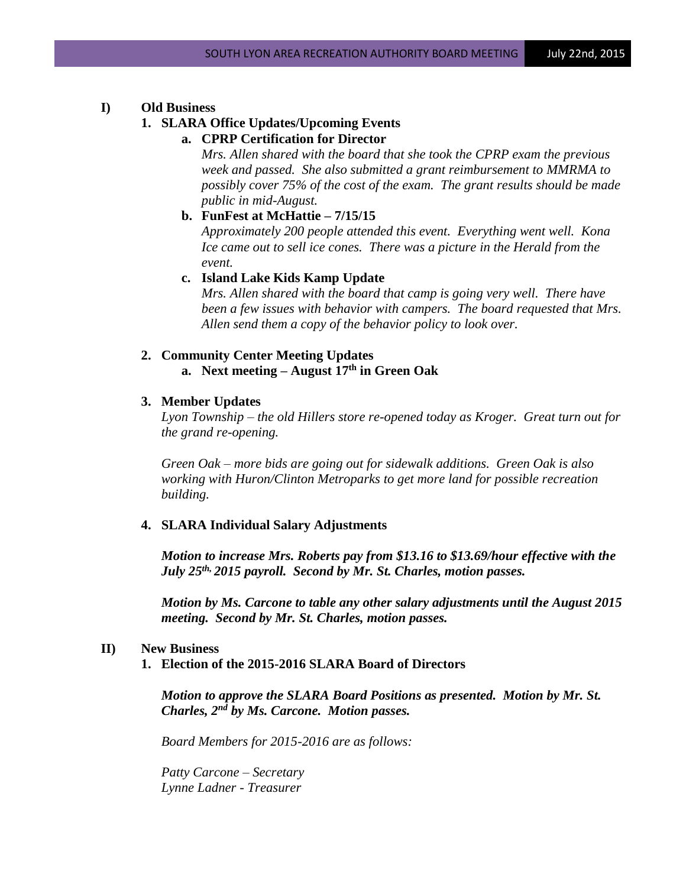## I) Old Business

### 1. SLARA Office Updates/Upcoming Events

**a. CPRP Certification for Director**

*Mrs. Allen shared with the board that she took the CPRP exam the previous week and passed. She also submitted a grant reimbursement to MMRMA to possibly cover 75% of the cost of the exam. The grant results should be made public in mid-August.*

**b. FunFest at McHattie – 7/15/15**

*Approximately 200 people attended this event. Everything went well. Kona Ice came out to sell ice cones. There was a picture in the Herald from the event.*

**c. Island Lake Kids Kamp Update**

*Mrs. Allen shared with the board that camp is going very well. There have been a few issues with behavior with campers. The board requested that Mrs. Allen send them a copy of the behavior policy to look over.*

### 2. Community Center Meeting Updates

**a. Next meeting – August 17th in Green Oak**

### 3. Member Updates

*Lyon Township – the old Hillers store re-opened today as Kroger. Great turn out for the grand re-opening.*

*Green Oak – more bids are going out for sidewalk additions. Green Oak is also working with Huron/Clinton Metroparks to get more land for possible recreation building.*

### 4. SLARA Individual Salary Adjustments

***Motion to increase Mrs. Roberts pay from $13.16 to $13.69/hour effective with the July 25th, 2015 payroll. Second by Mr. St. Charles, motion passes.***

***Motion by Ms. Carcone to table any other salary adjustments until the August 2015 meeting. Second by Mr. St. Charles, motion passes.***

## II) New Business

### 1. Election of the 2015-2016 SLARA Board of Directors

***Motion to approve the SLARA Board Positions as presented. Motion by Mr. St. Charles, 2nd by Ms. Carcone. Motion passes.***

*Board Members for 2015-2016 are as follows:*

*Patty Carcone – Secretary*
*Lynne Ladner - Treasurer*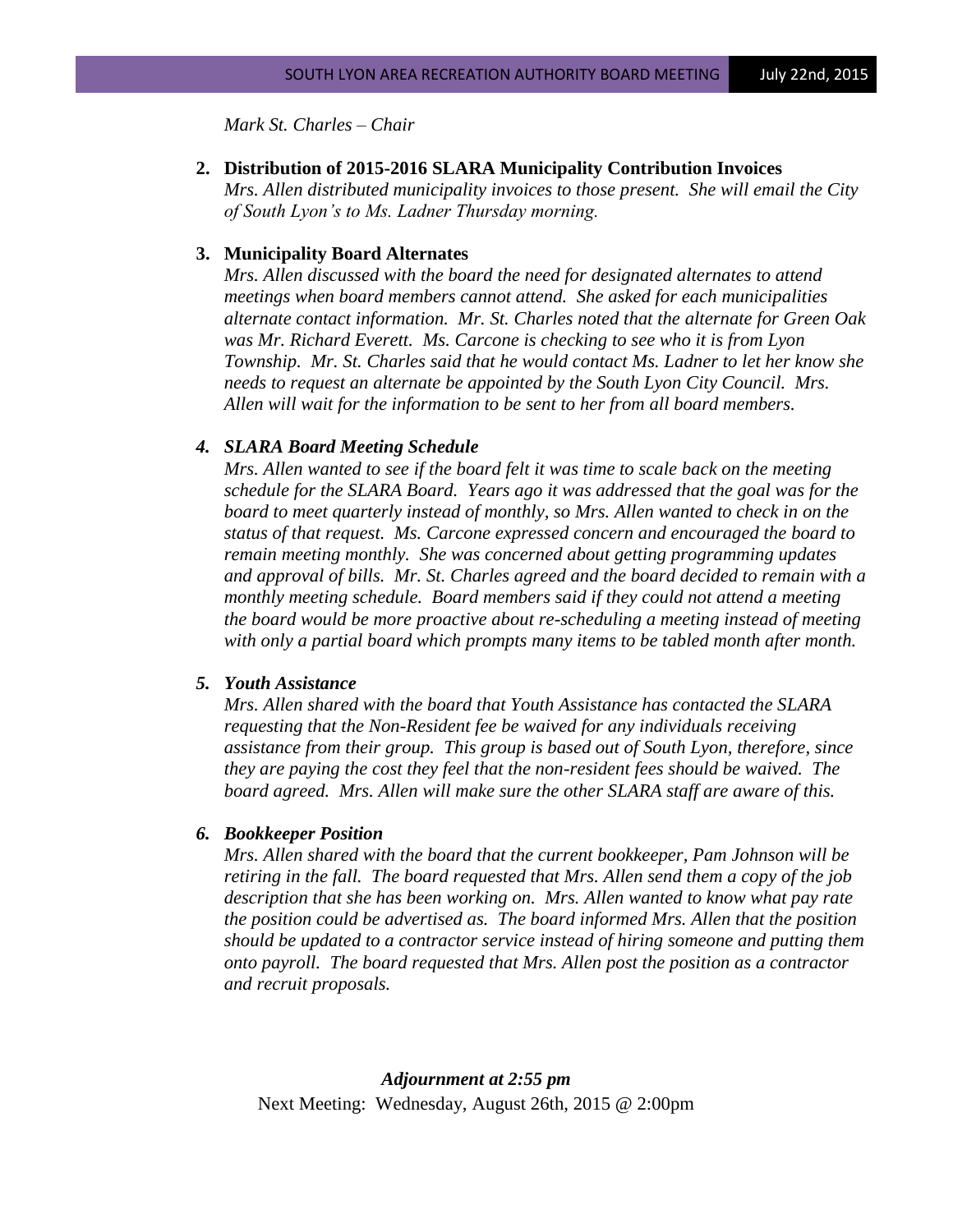*Mark St. Charles – Chair*

2. **Distribution of 2015-2016 SLARA Municipality Contribution Invoices**
   *Mrs. Allen distributed municipality invoices to those present. She will email the City of South Lyon's to Ms. Ladner Thursday morning.*

3. **Municipality Board Alternates**
   *Mrs. Allen discussed with the board the need for designated alternates to attend meetings when board members cannot attend. She asked for each municipalities alternate contact information. Mr. St. Charles noted that the alternate for Green Oak was Mr. Richard Everett. Ms. Carcone is checking to see who it is from Lyon Township. Mr. St. Charles said that he would contact Ms. Ladner to let her know she needs to request an alternate be appointed by the South Lyon City Council. Mrs. Allen will wait for the information to be sent to her from all board members.*

4. ***SLARA Board Meeting Schedule***
   *Mrs. Allen wanted to see if the board felt it was time to scale back on the meeting schedule for the SLARA Board. Years ago it was addressed that the goal was for the board to meet quarterly instead of monthly, so Mrs. Allen wanted to check in on the status of that request. Ms. Carcone expressed concern and encouraged the board to remain meeting monthly. She was concerned about getting programming updates and approval of bills. Mr. St. Charles agreed and the board decided to remain with a monthly meeting schedule. Board members said if they could not attend a meeting the board would be more proactive about re-scheduling a meeting instead of meeting with only a partial board which prompts many items to be tabled month after month.*

5. ***Youth Assistance***
   *Mrs. Allen shared with the board that Youth Assistance has contacted the SLARA requesting that the Non-Resident fee be waived for any individuals receiving assistance from their group. This group is based out of South Lyon, therefore, since they are paying the cost they feel that the non-resident fees should be waived. The board agreed. Mrs. Allen will make sure the other SLARA staff are aware of this.*

6. ***Bookkeeper Position***
   *Mrs. Allen shared with the board that the current bookkeeper, Pam Johnson will be retiring in the fall. The board requested that Mrs. Allen send them a copy of the job description that she has been working on. Mrs. Allen wanted to know what pay rate the position could be advertised as. The board informed Mrs. Allen that the position should be updated to a contractor service instead of hiring someone and putting them onto payroll. The board requested that Mrs. Allen post the position as a contractor and recruit proposals.*

***Adjournment at 2:55 pm***

Next Meeting: Wednesday, August 26th, 2015 @ 2:00pm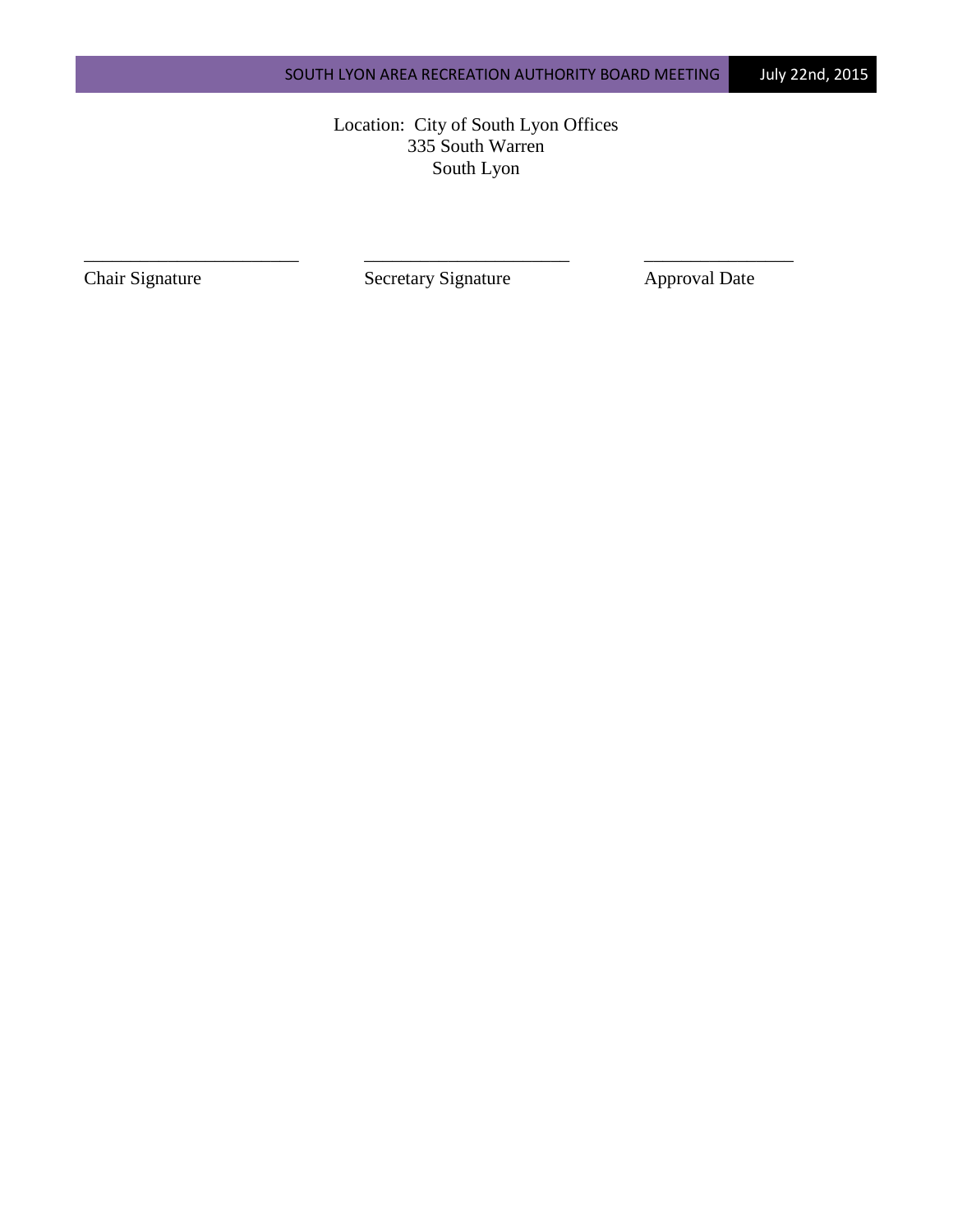Location: City of South Lyon Offices
335 South Warren
South Lyon

_______________________ _______________________ ________________

Chair Signature Secretary Signature Approval Date